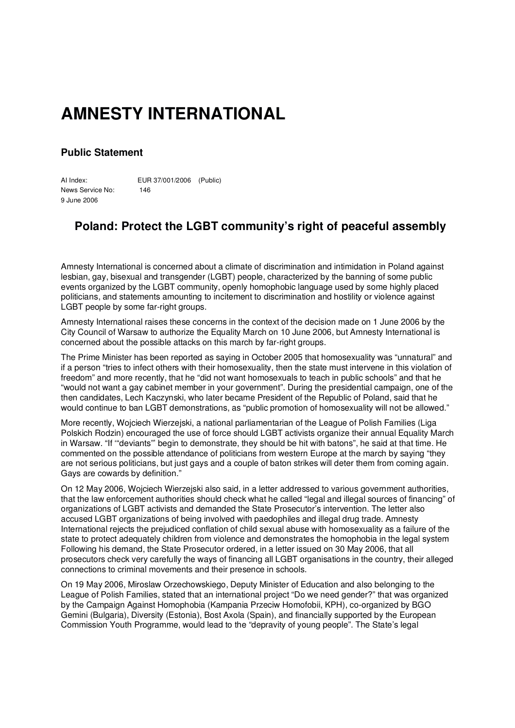# AMNESTY INTERNATIONAL

### Public Statement

AI Index: EUR 37/001/2006 (Public)
News Service No: 146
9 June 2006

## Poland: Protect the LGBT community's right of peaceful assembly

Amnesty International is concerned about a climate of discrimination and intimidation in Poland against lesbian, gay, bisexual and transgender (LGBT) people, characterized by the banning of some public events organized by the LGBT community, openly homophobic language used by some highly placed politicians, and statements amounting to incitement to discrimination and hostility or violence against LGBT people by some far-right groups.

Amnesty International raises these concerns in the context of the decision made on 1 June 2006 by the City Council of Warsaw to authorize the Equality March on 10 June 2006, but Amnesty International is concerned about the possible attacks on this march by far-right groups.

The Prime Minister has been reported as saying in October 2005 that homosexuality was "unnatural" and if a person "tries to infect others with their homosexuality, then the state must intervene in this violation of freedom" and more recently, that he "did not want homosexuals to teach in public schools" and that he "would not want a gay cabinet member in your government". During the presidential campaign, one of the then candidates, Lech Kaczynski, who later became President of the Republic of Poland, said that he would continue to ban LGBT demonstrations, as "public promotion of homosexuality will not be allowed."

More recently, Wojciech Wierzejski, a national parliamentarian of the League of Polish Families (Liga Polskich Rodzin) encouraged the use of force should LGBT activists organize their annual Equality March in Warsaw. "If '"deviants"' begin to demonstrate, they should be hit with batons", he said at that time. He commented on the possible attendance of politicians from western Europe at the march by saying "they are not serious politicians, but just gays and a couple of baton strikes will deter them from coming again. Gays are cowards by definition."

On 12 May 2006, Wojciech Wierzejski also said, in a letter addressed to various government authorities, that the law enforcement authorities should check what he called "legal and illegal sources of financing" of organizations of LGBT activists and demanded the State Prosecutor's intervention. The letter also accused LGBT organizations of being involved with paedophiles and illegal drug trade. Amnesty International rejects the prejudiced conflation of child sexual abuse with homosexuality as a failure of the state to protect adequately children from violence and demonstrates the homophobia in the legal system Following his demand, the State Prosecutor ordered, in a letter issued on 30 May 2006, that all prosecutors check very carefully the ways of financing all LGBT organisations in the country, their alleged connections to criminal movements and their presence in schools.

On 19 May 2006, Miroslaw Orzechowskiego, Deputy Minister of Education and also belonging to the League of Polish Families, stated that an international project "Do we need gender?" that was organized by the Campaign Against Homophobia (Kampania Przeciw Homofobii, KPH), co-organized by BGO Gemini (Bulgaria), Diversity (Estonia), Bost Axola (Spain), and financially supported by the European Commission Youth Programme, would lead to the "depravity of young people". The State's legal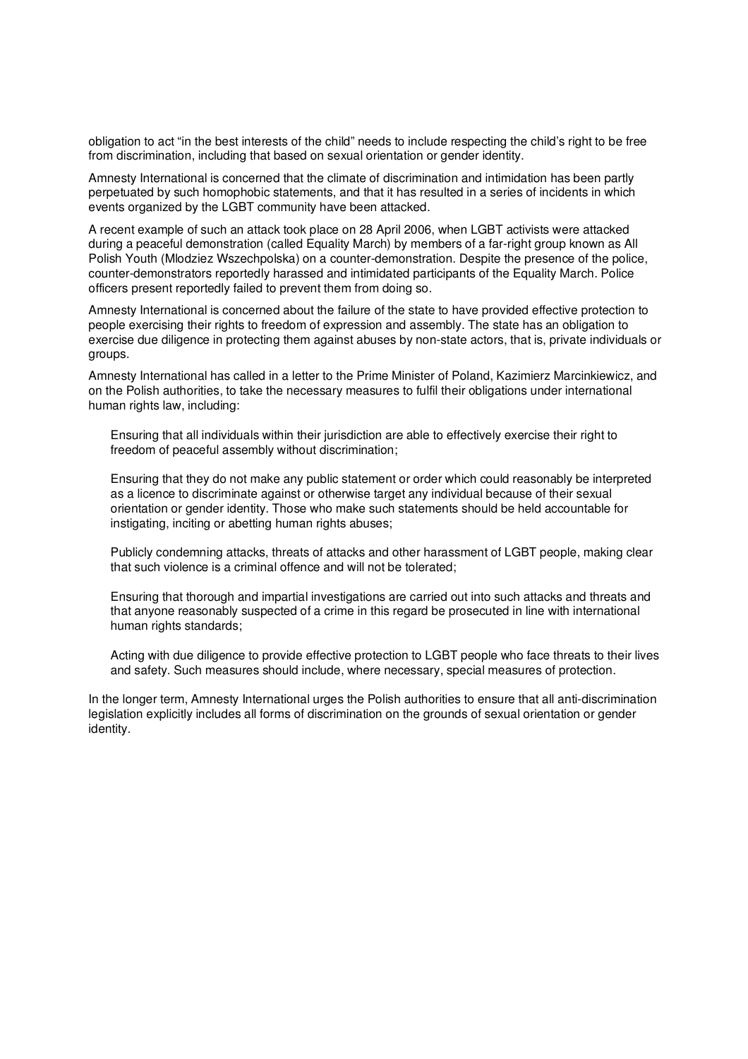obligation to act “in the best interests of the child” needs to include respecting the child’s right to be free from discrimination, including that based on sexual orientation or gender identity.

Amnesty International is concerned that the climate of discrimination and intimidation has been partly perpetuated by such homophobic statements, and that it has resulted in a series of incidents in which events organized by the LGBT community have been attacked.

A recent example of such an attack took place on 28 April 2006, when LGBT activists were attacked during a peaceful demonstration (called Equality March) by members of a far-right group known as All Polish Youth (Mlodziez Wszechpolska) on a counter-demonstration. Despite the presence of the police, counter-demonstrators reportedly harassed and intimidated participants of the Equality March. Police officers present reportedly failed to prevent them from doing so.

Amnesty International is concerned about the failure of the state to have provided effective protection to people exercising their rights to freedom of expression and assembly. The state has an obligation to exercise due diligence in protecting them against abuses by non-state actors, that is, private individuals or groups.

Amnesty International has called in a letter to the Prime Minister of Poland, Kazimierz Marcinkiewicz, and on the Polish authorities, to take the necessary measures to fulfil their obligations under international human rights law, including:

Ensuring that all individuals within their jurisdiction are able to effectively exercise their right to freedom of peaceful assembly without discrimination;

Ensuring that they do not make any public statement or order which could reasonably be interpreted as a licence to discriminate against or otherwise target any individual because of their sexual orientation or gender identity. Those who make such statements should be held accountable for instigating, inciting or abetting human rights abuses;

Publicly condemning attacks, threats of attacks and other harassment of LGBT people, making clear that such violence is a criminal offence and will not be tolerated;

Ensuring that thorough and impartial investigations are carried out into such attacks and threats and that anyone reasonably suspected of a crime in this regard be prosecuted in line with international human rights standards;

Acting with due diligence to provide effective protection to LGBT people who face threats to their lives and safety. Such measures should include, where necessary, special measures of protection.

In the longer term, Amnesty International urges the Polish authorities to ensure that all anti-discrimination legislation explicitly includes all forms of discrimination on the grounds of sexual orientation or gender identity.